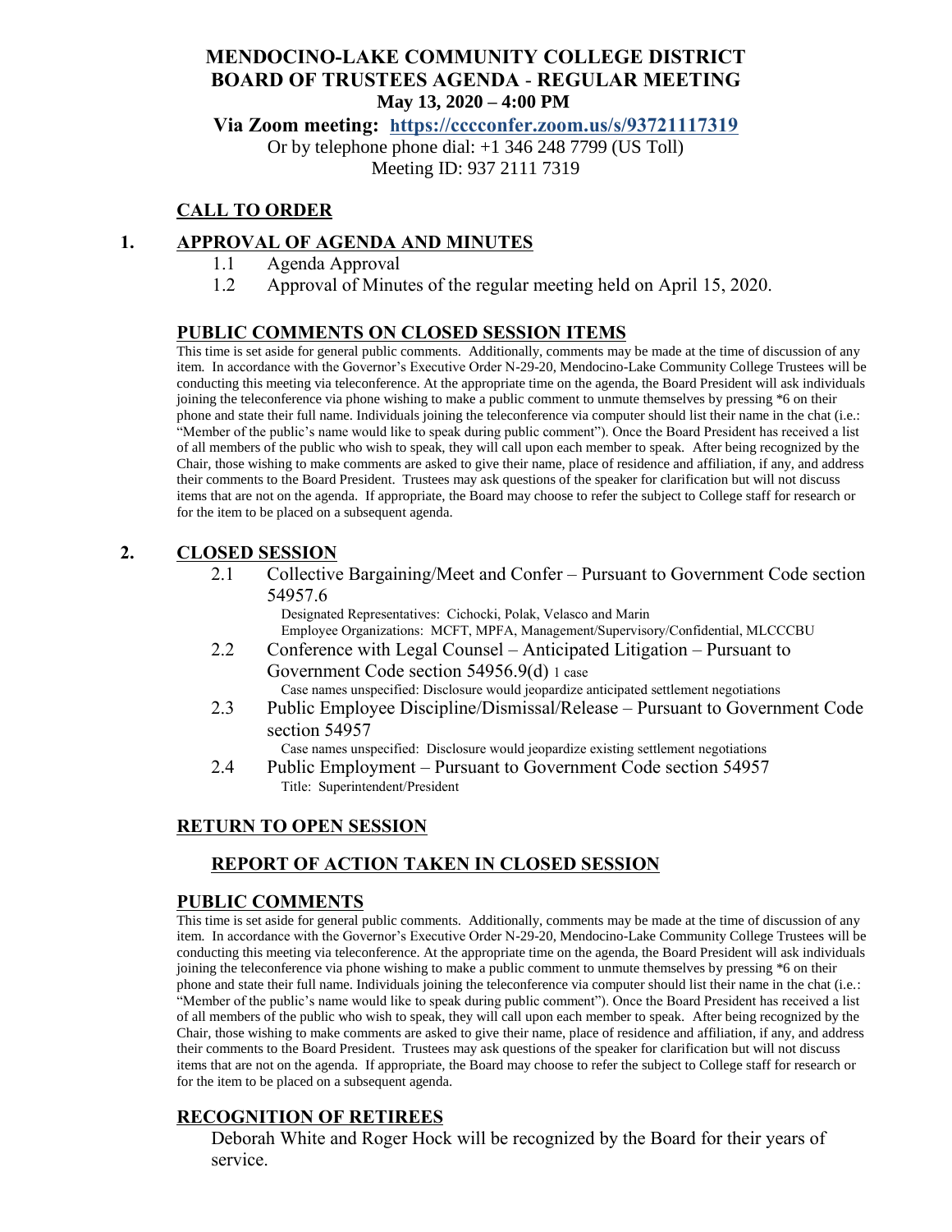# MENDOCINO-LAKE COMMUNITY COLLEGE DISTRICT
# BOARD OF TRUSTEES AGENDA - REGULAR MEETING
**May 13, 2020 – 4:00 PM**

**Via Zoom meeting: https://cccconfer.zoom.us/s/93721117319**

Or by telephone phone dial: +1 346 248 7799 (US Toll)
Meeting ID: 937 2111 7319

## CALL TO ORDER

## 1. APPROVAL OF AGENDA AND MINUTES

1.1 Agenda Approval

1.2 Approval of Minutes of the regular meeting held on April 15, 2020.

## PUBLIC COMMENTS ON CLOSED SESSION ITEMS

This time is set aside for general public comments. Additionally, comments may be made at the time of discussion of any item. In accordance with the Governor's Executive Order N-29-20, Mendocino-Lake Community College Trustees will be conducting this meeting via teleconference. At the appropriate time on the agenda, the Board President will ask individuals joining the teleconference via phone wishing to make a public comment to unmute themselves by pressing *6 on their phone and state their full name. Individuals joining the teleconference via computer should list their name in the chat (i.e.: "Member of the public's name would like to speak during public comment"). Once the Board President has received a list of all members of the public who wish to speak, they will call upon each member to speak. After being recognized by the Chair, those wishing to make comments are asked to give their name, place of residence and affiliation, if any, and address their comments to the Board President. Trustees may ask questions of the speaker for clarification but will not discuss items that are not on the agenda. If appropriate, the Board may choose to refer the subject to College staff for research or for the item to be placed on a subsequent agenda.

## 2. CLOSED SESSION

2.1 Collective Bargaining/Meet and Confer – Pursuant to Government Code section 54957.6
Designated Representatives: Cichocki, Polak, Velasco and Marin
Employee Organizations: MCFT, MPFA, Management/Supervisory/Confidential, MLCCCBU

2.2 Conference with Legal Counsel – Anticipated Litigation – Pursuant to Government Code section 54956.9(d) 1 case
Case names unspecified: Disclosure would jeopardize anticipated settlement negotiations

2.3 Public Employee Discipline/Dismissal/Release – Pursuant to Government Code section 54957
Case names unspecified: Disclosure would jeopardize existing settlement negotiations

2.4 Public Employment – Pursuant to Government Code section 54957
Title: Superintendent/President

## RETURN TO OPEN SESSION

### REPORT OF ACTION TAKEN IN CLOSED SESSION

## PUBLIC COMMENTS

This time is set aside for general public comments. Additionally, comments may be made at the time of discussion of any item. In accordance with the Governor's Executive Order N-29-20, Mendocino-Lake Community College Trustees will be conducting this meeting via teleconference. At the appropriate time on the agenda, the Board President will ask individuals joining the teleconference via phone wishing to make a public comment to unmute themselves by pressing *6 on their phone and state their full name. Individuals joining the teleconference via computer should list their name in the chat (i.e.: "Member of the public's name would like to speak during public comment"). Once the Board President has received a list of all members of the public who wish to speak, they will call upon each member to speak. After being recognized by the Chair, those wishing to make comments are asked to give their name, place of residence and affiliation, if any, and address their comments to the Board President. Trustees may ask questions of the speaker for clarification but will not discuss items that are not on the agenda. If appropriate, the Board may choose to refer the subject to College staff for research or for the item to be placed on a subsequent agenda.

## RECOGNITION OF RETIREES

Deborah White and Roger Hock will be recognized by the Board for their years of service.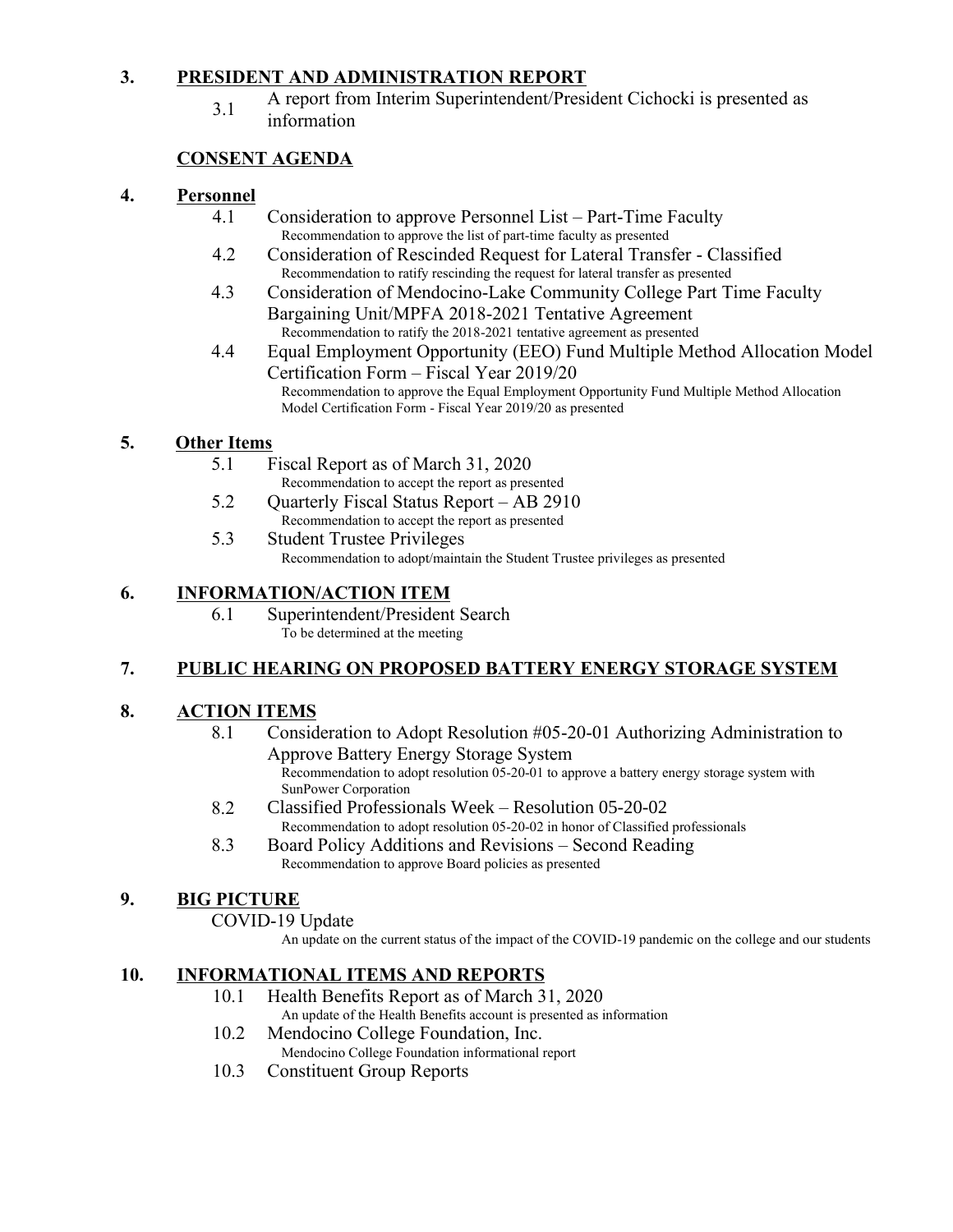**3. PRESIDENT AND ADMINISTRATION REPORT**

3.1 A report from Interim Superintendent/President Cichocki is presented as information

**CONSENT AGENDA**

**4. Personnel**

4.1 Consideration to approve Personnel List – Part-Time Faculty
Recommendation to approve the list of part-time faculty as presented

4.2 Consideration of Rescinded Request for Lateral Transfer - Classified
Recommendation to ratify rescinding the request for lateral transfer as presented

4.3 Consideration of Mendocino-Lake Community College Part Time Faculty Bargaining Unit/MPFA 2018-2021 Tentative Agreement
Recommendation to ratify the 2018-2021 tentative agreement as presented

4.4 Equal Employment Opportunity (EEO) Fund Multiple Method Allocation Model Certification Form – Fiscal Year 2019/20
Recommendation to approve the Equal Employment Opportunity Fund Multiple Method Allocation Model Certification Form - Fiscal Year 2019/20 as presented

**5. Other Items**

5.1 Fiscal Report as of March 31, 2020
Recommendation to accept the report as presented

5.2 Quarterly Fiscal Status Report – AB 2910
Recommendation to accept the report as presented

5.3 Student Trustee Privileges
Recommendation to adopt/maintain the Student Trustee privileges as presented

**6. INFORMATION/ACTION ITEM**

6.1 Superintendent/President Search
To be determined at the meeting

**7. PUBLIC HEARING ON PROPOSED BATTERY ENERGY STORAGE SYSTEM**

**8. ACTION ITEMS**

8.1 Consideration to Adopt Resolution #05-20-01 Authorizing Administration to Approve Battery Energy Storage System
Recommendation to adopt resolution 05-20-01 to approve a battery energy storage system with SunPower Corporation

8.2 Classified Professionals Week – Resolution 05-20-02
Recommendation to adopt resolution 05-20-02 in honor of Classified professionals

8.3 Board Policy Additions and Revisions – Second Reading
Recommendation to approve Board policies as presented

**9. BIG PICTURE**

COVID-19 Update
An update on the current status of the impact of the COVID-19 pandemic on the college and our students

**10. INFORMATIONAL ITEMS AND REPORTS**

10.1 Health Benefits Report as of March 31, 2020
An update of the Health Benefits account is presented as information

10.2 Mendocino College Foundation, Inc.
Mendocino College Foundation informational report

10.3 Constituent Group Reports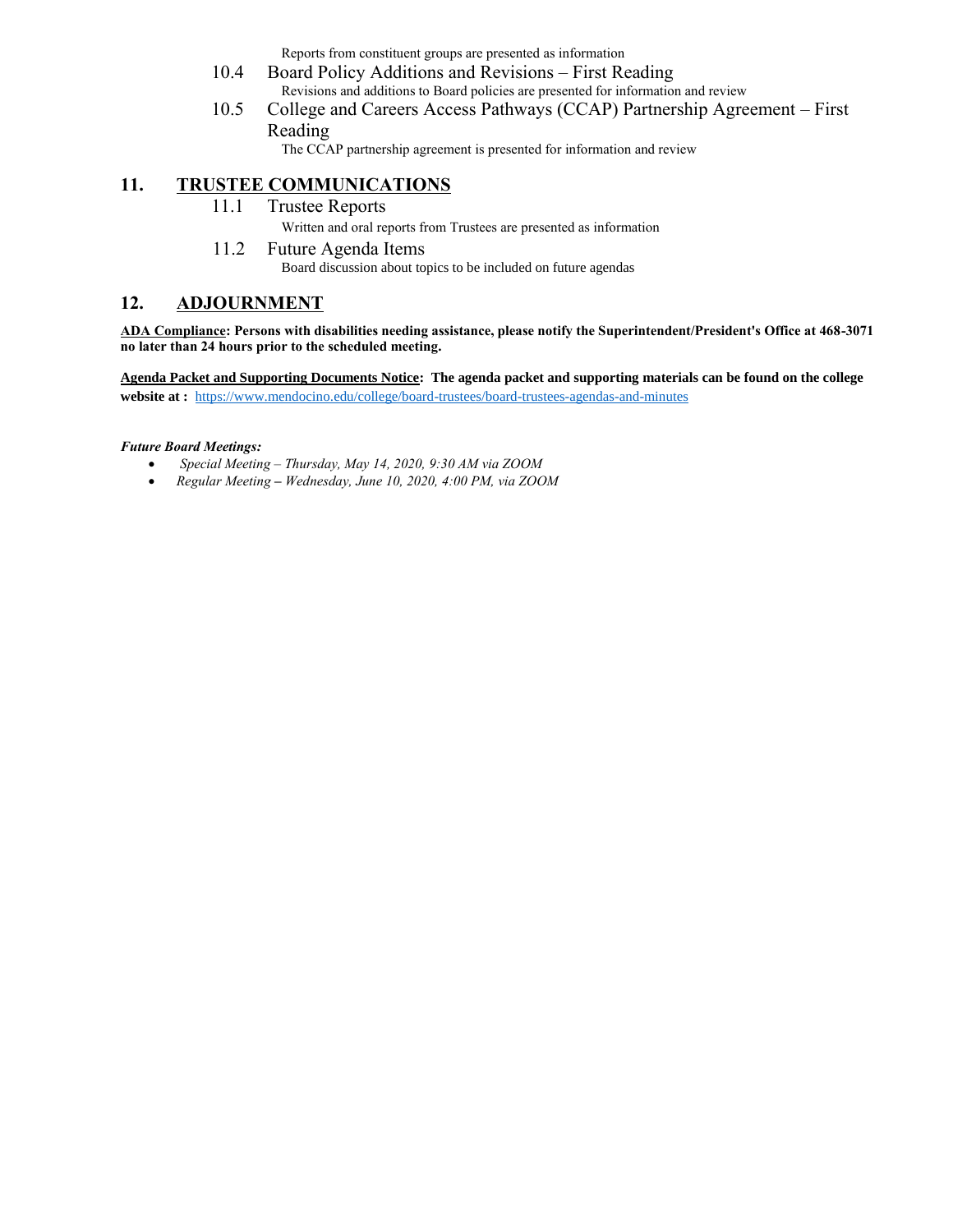Reports from constituent groups are presented as information

10.4 Board Policy Additions and Revisions – First Reading
Revisions and additions to Board policies are presented for information and review

10.5 College and Careers Access Pathways (CCAP) Partnership Agreement – First Reading
The CCAP partnership agreement is presented for information and review

## 11. TRUSTEE COMMUNICATIONS

11.1 Trustee Reports
Written and oral reports from Trustees are presented as information

11.2 Future Agenda Items
Board discussion about topics to be included on future agendas

## 12. ADJOURNMENT

**ADA Compliance: Persons with disabilities needing assistance, please notify the Superintendent/President's Office at 468-3071 no later than 24 hours prior to the scheduled meeting.**

**Agenda Packet and Supporting Documents Notice: The agenda packet and supporting materials can be found on the college website at :** https://www.mendocino.edu/college/board-trustees/board-trustees-agendas-and-minutes

***Future Board Meetings:***

- *Special Meeting – Thursday, May 14, 2020, 9:30 AM via ZOOM*
- *Regular Meeting – Wednesday, June 10, 2020, 4:00 PM, via ZOOM*